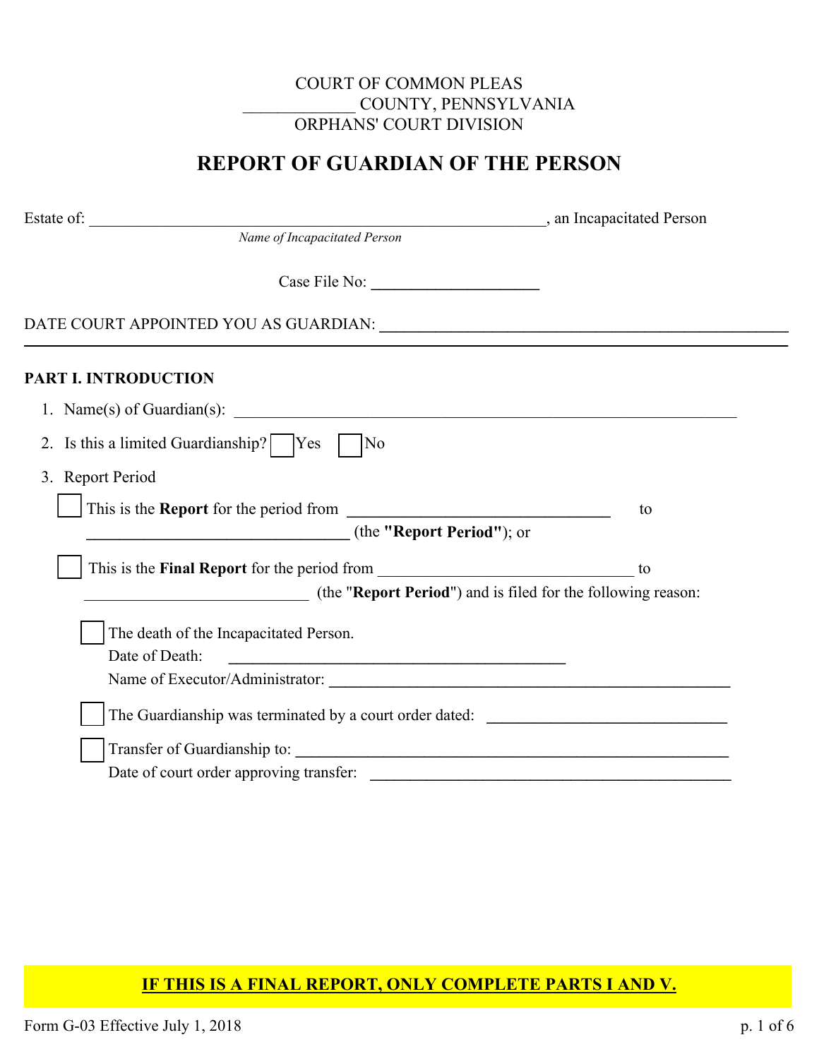COURT OF COMMON PLEAS
_____________ COUNTY, PENNSYLVANIA
ORPHANS' COURT DIVISION

# REPORT OF GUARDIAN OF THE PERSON

Estate of: ______________________________________________________________, an Incapacitated Person
*Name of Incapacitated Person*

Case File No: ____________________

DATE COURT APPOINTED YOU AS GUARDIAN: ______________________________________________

## PART I. INTRODUCTION

1. Name(s) of Guardian(s): ______________________________________________________________
2. Is this a limited Guardianship? ☐ Yes ☐ No
3. Report Period

   ☐ This is the **Report** for the period from ________________________________ to ________________________________ (the **"Report Period"**); or

   ☐ This is the **Final Report** for the period from ________________________________ to ____________________________ (the "**Report Period**") and is filed for the following reason:

   ☐ The death of the Incapacitated Person.
   Date of Death: ________________________________________
   Name of Executor/Administrator: ______________________________________________

   ☐ The Guardianship was terminated by a court order dated: ______________________________

   ☐ Transfer of Guardianship to: ______________________________________________________
   Date of court order approving transfer: ____________________________________________

**IF THIS IS A FINAL REPORT, ONLY COMPLETE PARTS I AND V.**

Form G-03 Effective July 1, 2018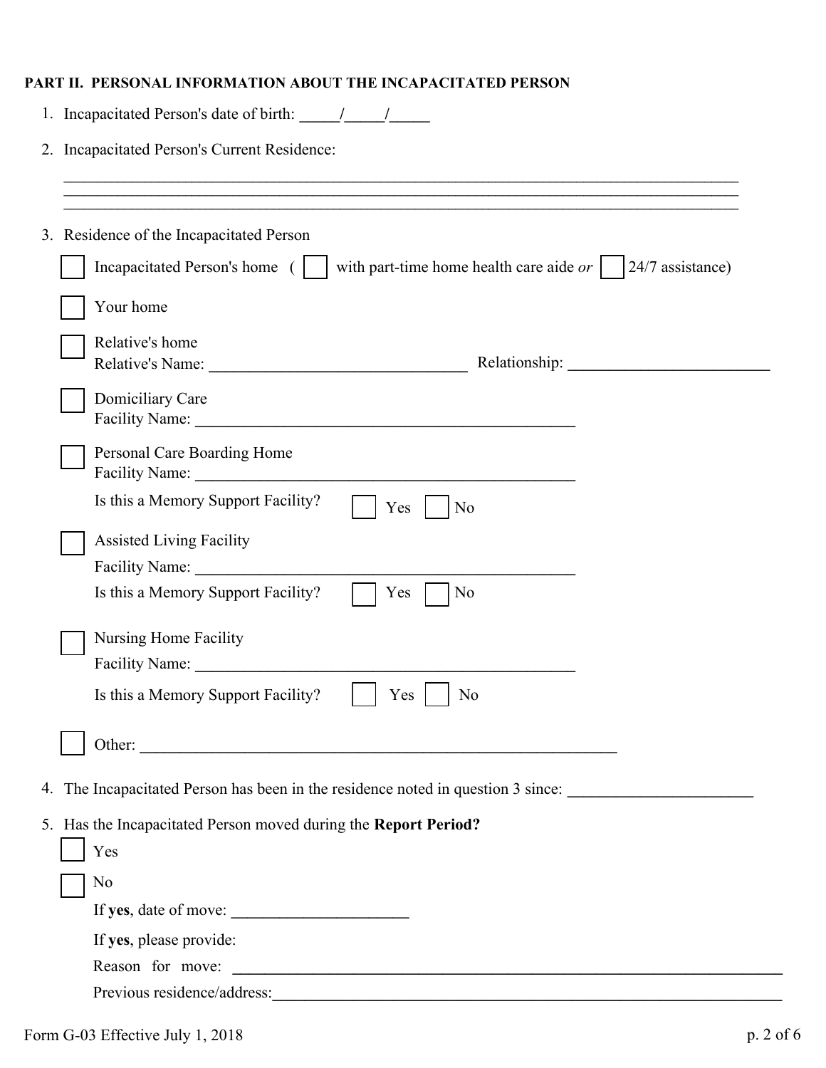**PART II. PERSONAL INFORMATION ABOUT THE INCAPACITATED PERSON**

1. Incapacitated Person's date of birth: _____/_____/_____

2. Incapacitated Person's Current Residence:

   ______________________________________________________________________________
   ______________________________________________________________________________
   ______________________________________________________________________________

3. Residence of the Incapacitated Person

   ☐ Incapacitated Person's home ( ☐ with part-time home health care aide *or* ☐ 24/7 assistance)

   ☐ Your home

   ☐ Relative's home
   Relative's Name: ______________________________ Relationship: ______________________

   ☐ Domiciliary Care
   Facility Name: ____________________________________________

   ☐ Personal Care Boarding Home
   Facility Name: ____________________________________________

   Is this a Memory Support Facility? ☐ Yes ☐ No

   ☐ Assisted Living Facility
   Facility Name: ____________________________________________
   Is this a Memory Support Facility? ☐ Yes ☐ No

   ☐ Nursing Home Facility
   Facility Name: ____________________________________________

   Is this a Memory Support Facility? ☐ Yes ☐ No

   ☐ Other: ______________________________________________________

4. The Incapacitated Person has been in the residence noted in question 3 since: ____________________

5. Has the Incapacitated Person moved during the **Report Period?**

   ☐ Yes

   ☐ No

   If **yes**, date of move: ____________________

   If **yes**, please provide:

   Reason for move: ________________________________________________________________

   Previous residence/address:_______________________________________________________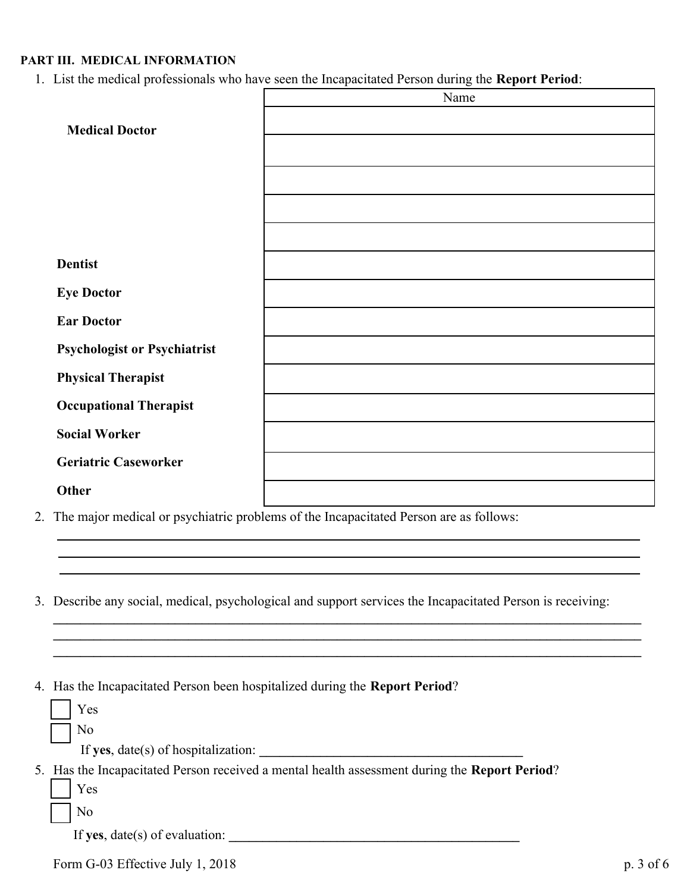**PART III. MEDICAL INFORMATION**

1. List the medical professionals who have seen the Incapacitated Person during the **Report Period**:

| | Name |
|---|---|
| **Medical Doctor** | |
| | |
| | |
| | |
| | |
| **Dentist** | |
| **Eye Doctor** | |
| **Ear Doctor** | |
| **Psychologist or Psychiatrist** | |
| **Physical Therapist** | |
| **Occupational Therapist** | |
| **Social Worker** | |
| **Geriatric Caseworker** | |
| **Other** | |

2. The major medical or psychiatric problems of the Incapacitated Person are as follows:

______________________________________________________________________________

______________________________________________________________________________

______________________________________________________________________________

3. Describe any social, medical, psychological and support services the Incapacitated Person is receiving:

______________________________________________________________________________

______________________________________________________________________________

______________________________________________________________________________

4. Has the Incapacitated Person been hospitalized during the **Report Period**?

☐ Yes

☐ No

If **yes**, date(s) of hospitalization: ________________________________________

5. Has the Incapacitated Person received a mental health assessment during the **Report Period**?

☐ Yes

☐ No

If **yes**, date(s) of evaluation: ____________________________________________

Form G-03 Effective July 1, 2018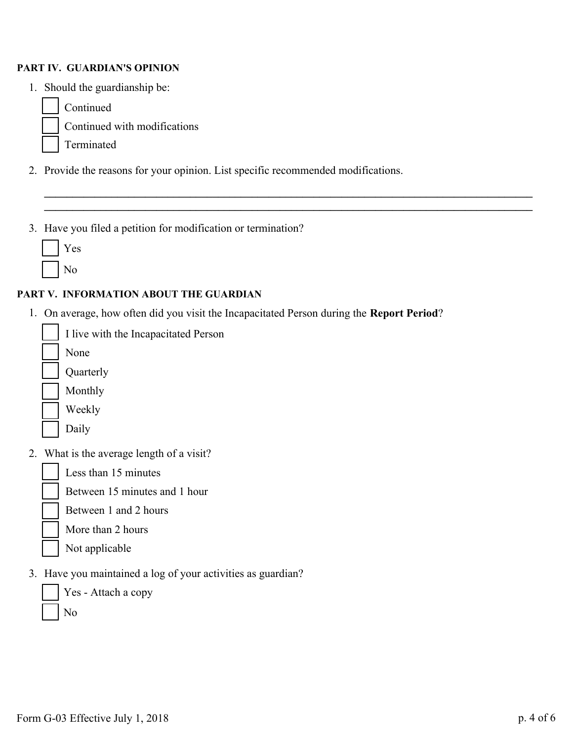**PART IV. GUARDIAN'S OPINION**

1. Should the guardianship be:

   - [ ] Continued
   - [ ] Continued with modifications
   - [ ] Terminated

2. Provide the reasons for your opinion. List specific recommended modifications.

   \_\_\_\_\_\_\_\_\_\_\_\_\_\_\_\_\_\_\_\_\_\_\_\_\_\_\_\_\_\_\_\_\_\_\_\_\_\_\_\_\_\_\_\_\_\_\_\_\_\_\_\_\_\_\_\_\_\_\_\_\_\_\_\_\_\_\_\_\_\_\_\_\_\_\_\_\_\_

   \_\_\_\_\_\_\_\_\_\_\_\_\_\_\_\_\_\_\_\_\_\_\_\_\_\_\_\_\_\_\_\_\_\_\_\_\_\_\_\_\_\_\_\_\_\_\_\_\_\_\_\_\_\_\_\_\_\_\_\_\_\_\_\_\_\_\_\_\_\_\_\_\_\_\_\_\_\_

3. Have you filed a petition for modification or termination?

   - [ ] Yes
   - [ ] No

**PART V. INFORMATION ABOUT THE GUARDIAN**

1. On average, how often did you visit the Incapacitated Person during the **Report Period**?

   - [ ] I live with the Incapacitated Person
   - [ ] None
   - [ ] Quarterly
   - [ ] Monthly
   - [ ] Weekly
   - [ ] Daily

2. What is the average length of a visit?

   - [ ] Less than 15 minutes
   - [ ] Between 15 minutes and 1 hour
   - [ ] Between 1 and 2 hours
   - [ ] More than 2 hours
   - [ ] Not applicable

3. Have you maintained a log of your activities as guardian?

   - [ ] Yes - Attach a copy
   - [ ] No

Form G-03 Effective July 1, 2018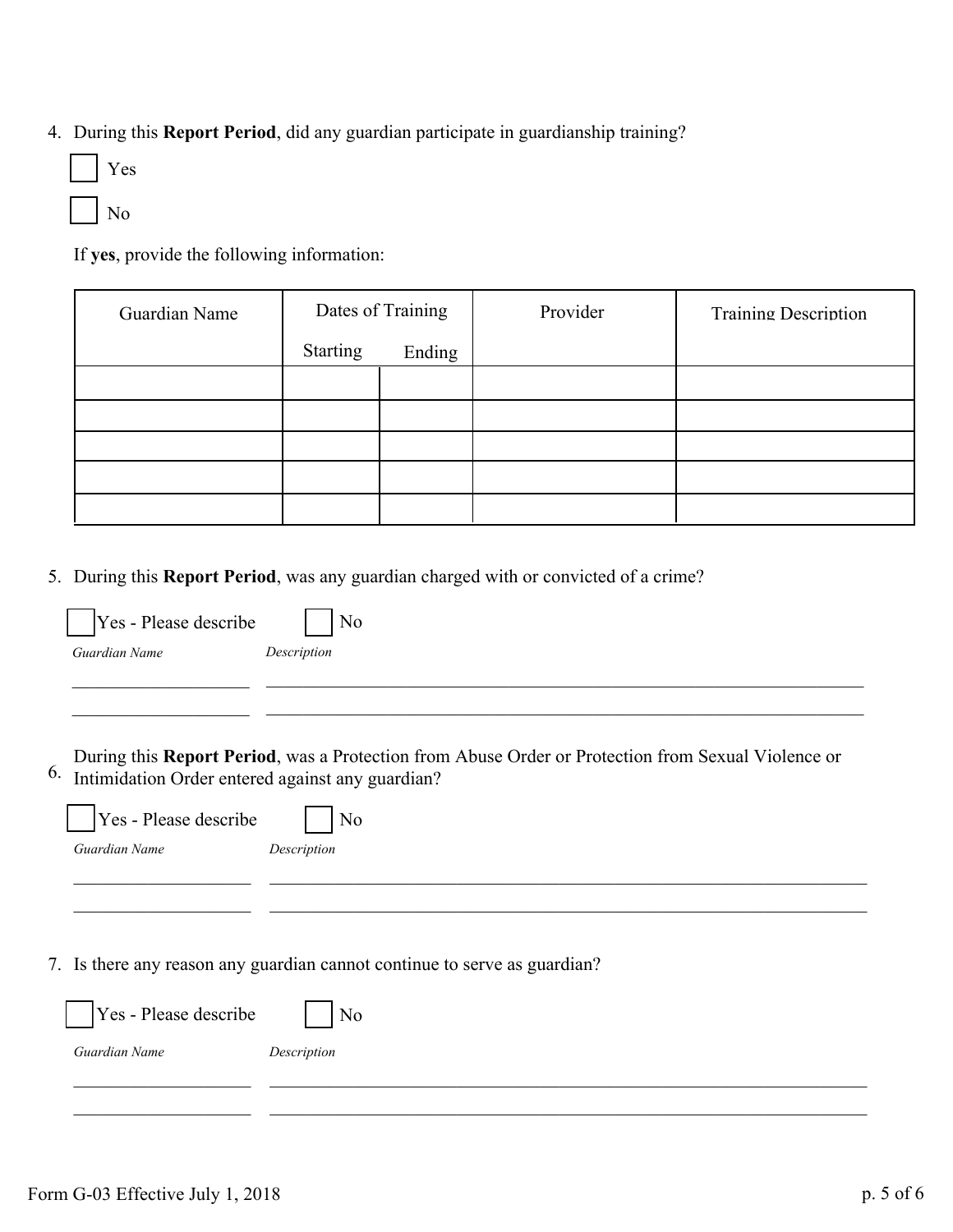4. During this **Report Period**, did any guardian participate in guardianship training?

☐ Yes

☐ No

If **yes**, provide the following information:

| Guardian Name | Dates of Training | | Provider | Training Description |
|---|---|---|---|---|
| | Starting | Ending | | |
| | | | | |
| | | | | |
| | | | | |
| | | | | |
| | | | | |

5. During this **Report Period**, was any guardian charged with or convicted of a crime?

☐ Yes - Please describe ☐ No

*Guardian Name* *Description*

\_\_\_\_\_\_\_\_\_\_\_\_\_\_\_\_\_\_\_\_ \_\_\_\_\_\_\_\_\_\_\_\_\_\_\_\_\_\_\_\_\_\_\_\_\_\_\_\_\_\_\_\_\_\_\_\_\_\_\_\_\_\_\_\_\_\_\_\_\_\_\_\_\_\_\_\_\_\_\_\_\_\_

\_\_\_\_\_\_\_\_\_\_\_\_\_\_\_\_\_\_\_\_ \_\_\_\_\_\_\_\_\_\_\_\_\_\_\_\_\_\_\_\_\_\_\_\_\_\_\_\_\_\_\_\_\_\_\_\_\_\_\_\_\_\_\_\_\_\_\_\_\_\_\_\_\_\_\_\_\_\_\_\_\_\_

6. During this **Report Period**, was a Protection from Abuse Order or Protection from Sexual Violence or Intimidation Order entered against any guardian?

☐ Yes - Please describe ☐ No

*Guardian Name* *Description*

\_\_\_\_\_\_\_\_\_\_\_\_\_\_\_\_\_\_\_\_ \_\_\_\_\_\_\_\_\_\_\_\_\_\_\_\_\_\_\_\_\_\_\_\_\_\_\_\_\_\_\_\_\_\_\_\_\_\_\_\_\_\_\_\_\_\_\_\_\_\_\_\_\_\_\_\_\_\_\_\_\_\_

\_\_\_\_\_\_\_\_\_\_\_\_\_\_\_\_\_\_\_\_ \_\_\_\_\_\_\_\_\_\_\_\_\_\_\_\_\_\_\_\_\_\_\_\_\_\_\_\_\_\_\_\_\_\_\_\_\_\_\_\_\_\_\_\_\_\_\_\_\_\_\_\_\_\_\_\_\_\_\_\_\_\_

7. Is there any reason any guardian cannot continue to serve as guardian?

☐ Yes - Please describe ☐ No

*Guardian Name* *Description*

\_\_\_\_\_\_\_\_\_\_\_\_\_\_\_\_\_\_\_\_ \_\_\_\_\_\_\_\_\_\_\_\_\_\_\_\_\_\_\_\_\_\_\_\_\_\_\_\_\_\_\_\_\_\_\_\_\_\_\_\_\_\_\_\_\_\_\_\_\_\_\_\_\_\_\_\_\_\_\_\_\_\_

\_\_\_\_\_\_\_\_\_\_\_\_\_\_\_\_\_\_\_\_ \_\_\_\_\_\_\_\_\_\_\_\_\_\_\_\_\_\_\_\_\_\_\_\_\_\_\_\_\_\_\_\_\_\_\_\_\_\_\_\_\_\_\_\_\_\_\_\_\_\_\_\_\_\_\_\_\_\_\_\_\_\_

Form G-03 Effective July 1, 2018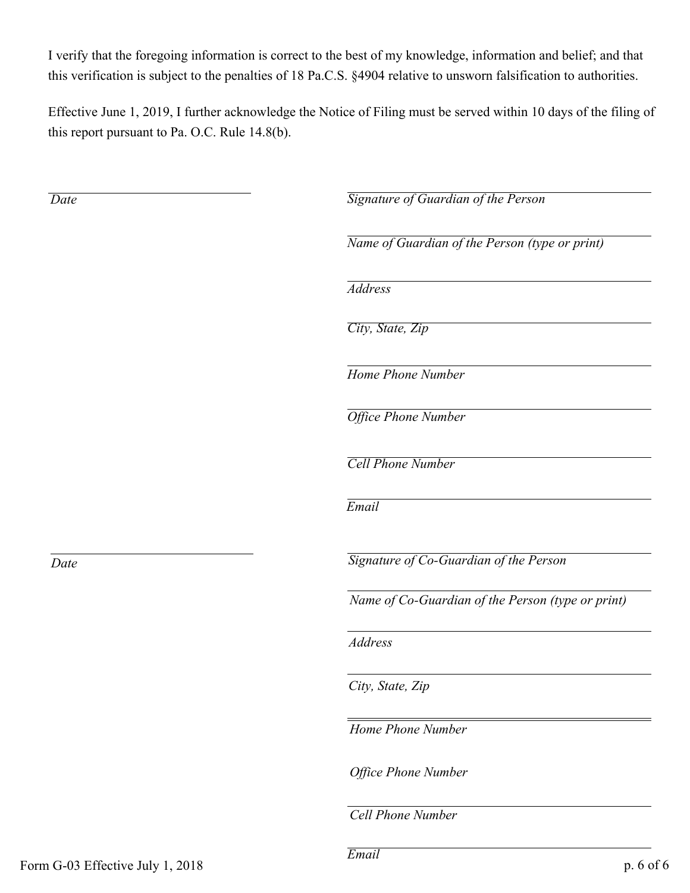I verify that the foregoing information is correct to the best of my knowledge, information and belief; and that this verification is subject to the penalties of 18 Pa.C.S. §4904 relative to unsworn falsification to authorities.

Effective June 1, 2019, I further acknowledge the Notice of Filing must be served within 10 days of the filing of this report pursuant to Pa. O.C. Rule 14.8(b).

\_\_\_\_\_\_\_\_\_\_\_\_\_\_\_\_\_\_\_\_\_\_\_\_\_\_\_\_\_\_
*Date*

\_\_\_\_\_\_\_\_\_\_\_\_\_\_\_\_\_\_\_\_\_\_\_\_\_\_\_\_\_\_
*Signature of Guardian of the Person*

\_\_\_\_\_\_\_\_\_\_\_\_\_\_\_\_\_\_\_\_\_\_\_\_\_\_\_\_\_\_
*Name of Guardian of the Person (type or print)*

\_\_\_\_\_\_\_\_\_\_\_\_\_\_\_\_\_\_\_\_\_\_\_\_\_\_\_\_\_\_
*Address*

\_\_\_\_\_\_\_\_\_\_\_\_\_\_\_\_\_\_\_\_\_\_\_\_\_\_\_\_\_\_
*City, State, Zip*

\_\_\_\_\_\_\_\_\_\_\_\_\_\_\_\_\_\_\_\_\_\_\_\_\_\_\_\_\_\_
*Home Phone Number*

\_\_\_\_\_\_\_\_\_\_\_\_\_\_\_\_\_\_\_\_\_\_\_\_\_\_\_\_\_\_
*Office Phone Number*

\_\_\_\_\_\_\_\_\_\_\_\_\_\_\_\_\_\_\_\_\_\_\_\_\_\_\_\_\_\_
*Cell Phone Number*

\_\_\_\_\_\_\_\_\_\_\_\_\_\_\_\_\_\_\_\_\_\_\_\_\_\_\_\_\_\_
*Email*

\_\_\_\_\_\_\_\_\_\_\_\_\_\_\_\_\_\_\_\_\_\_\_\_\_\_\_\_\_\_
*Date*

\_\_\_\_\_\_\_\_\_\_\_\_\_\_\_\_\_\_\_\_\_\_\_\_\_\_\_\_\_\_
*Signature of Co-Guardian of the Person*

\_\_\_\_\_\_\_\_\_\_\_\_\_\_\_\_\_\_\_\_\_\_\_\_\_\_\_\_\_\_
*Name of Co-Guardian of the Person (type or print)*

\_\_\_\_\_\_\_\_\_\_\_\_\_\_\_\_\_\_\_\_\_\_\_\_\_\_\_\_\_\_
*Address*

\_\_\_\_\_\_\_\_\_\_\_\_\_\_\_\_\_\_\_\_\_\_\_\_\_\_\_\_\_\_
*City, State, Zip*

\_\_\_\_\_\_\_\_\_\_\_\_\_\_\_\_\_\_\_\_\_\_\_\_\_\_\_\_\_\_
*Home Phone Number*

*Office Phone Number*

\_\_\_\_\_\_\_\_\_\_\_\_\_\_\_\_\_\_\_\_\_\_\_\_\_\_\_\_\_\_
*Cell Phone Number*

\_\_\_\_\_\_\_\_\_\_\_\_\_\_\_\_\_\_\_\_\_\_\_\_\_\_\_\_\_\_
*Email*

Form G-03 Effective July 1, 2018